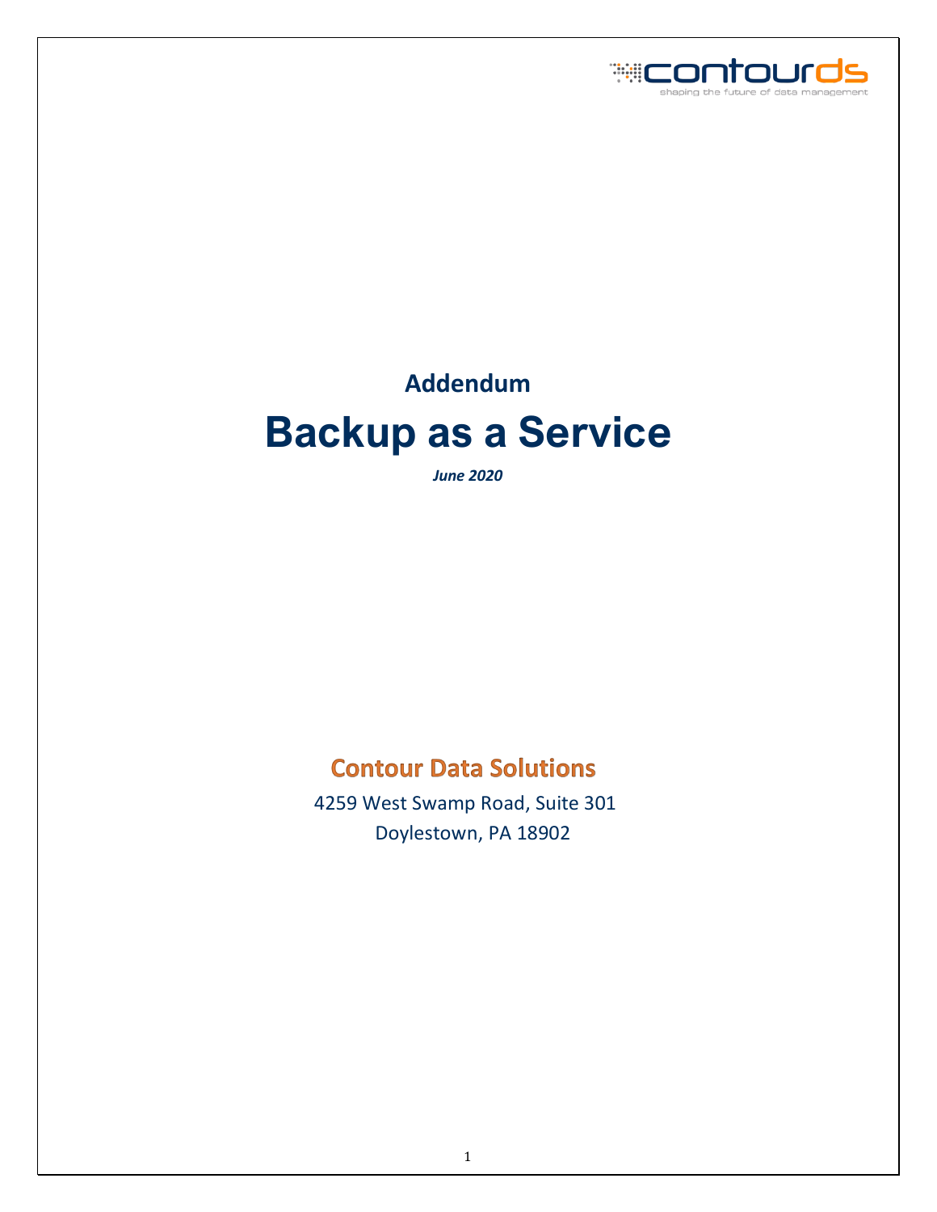contourds

shaping the future of data management

## Addendum

# Backup as a Service

***June 2020***

## Contour Data Solutions

4259 West Swamp Road, Suite 301

Doylestown, PA 18902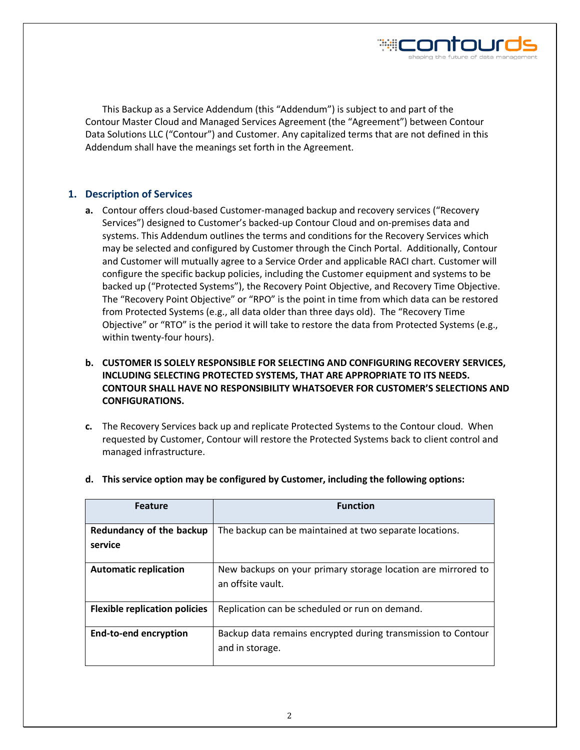This Backup as a Service Addendum (this "Addendum") is subject to and part of the Contour Master Cloud and Managed Services Agreement (the "Agreement") between Contour Data Solutions LLC ("Contour") and Customer. Any capitalized terms that are not defined in this Addendum shall have the meanings set forth in the Agreement.

## 1. Description of Services

**a.** Contour offers cloud-based Customer-managed backup and recovery services ("Recovery Services") designed to Customer's backed-up Contour Cloud and on-premises data and systems. This Addendum outlines the terms and conditions for the Recovery Services which may be selected and configured by Customer through the Cinch Portal. Additionally, Contour and Customer will mutually agree to a Service Order and applicable RACI chart. Customer will configure the specific backup policies, including the Customer equipment and systems to be backed up ("Protected Systems"), the Recovery Point Objective, and Recovery Time Objective. The "Recovery Point Objective" or "RPO" is the point in time from which data can be restored from Protected Systems (e.g., all data older than three days old). The "Recovery Time Objective" or "RTO" is the period it will take to restore the data from Protected Systems (e.g., within twenty-four hours).

**b. CUSTOMER IS SOLELY RESPONSIBLE FOR SELECTING AND CONFIGURING RECOVERY SERVICES, INCLUDING SELECTING PROTECTED SYSTEMS, THAT ARE APPROPRIATE TO ITS NEEDS. CONTOUR SHALL HAVE NO RESPONSIBILITY WHATSOEVER FOR CUSTOMER'S SELECTIONS AND CONFIGURATIONS.**

**c.** The Recovery Services back up and replicate Protected Systems to the Contour cloud. When requested by Customer, Contour will restore the Protected Systems back to client control and managed infrastructure.

**d. This service option may be configured by Customer, including the following options:**

| Feature | Function |
|---|---|
| **Redundancy of the backup service** | The backup can be maintained at two separate locations. |
| **Automatic replication** | New backups on your primary storage location are mirrored to an offsite vault. |
| **Flexible replication policies** | Replication can be scheduled or run on demand. |
| **End-to-end encryption** | Backup data remains encrypted during transmission to Contour and in storage. |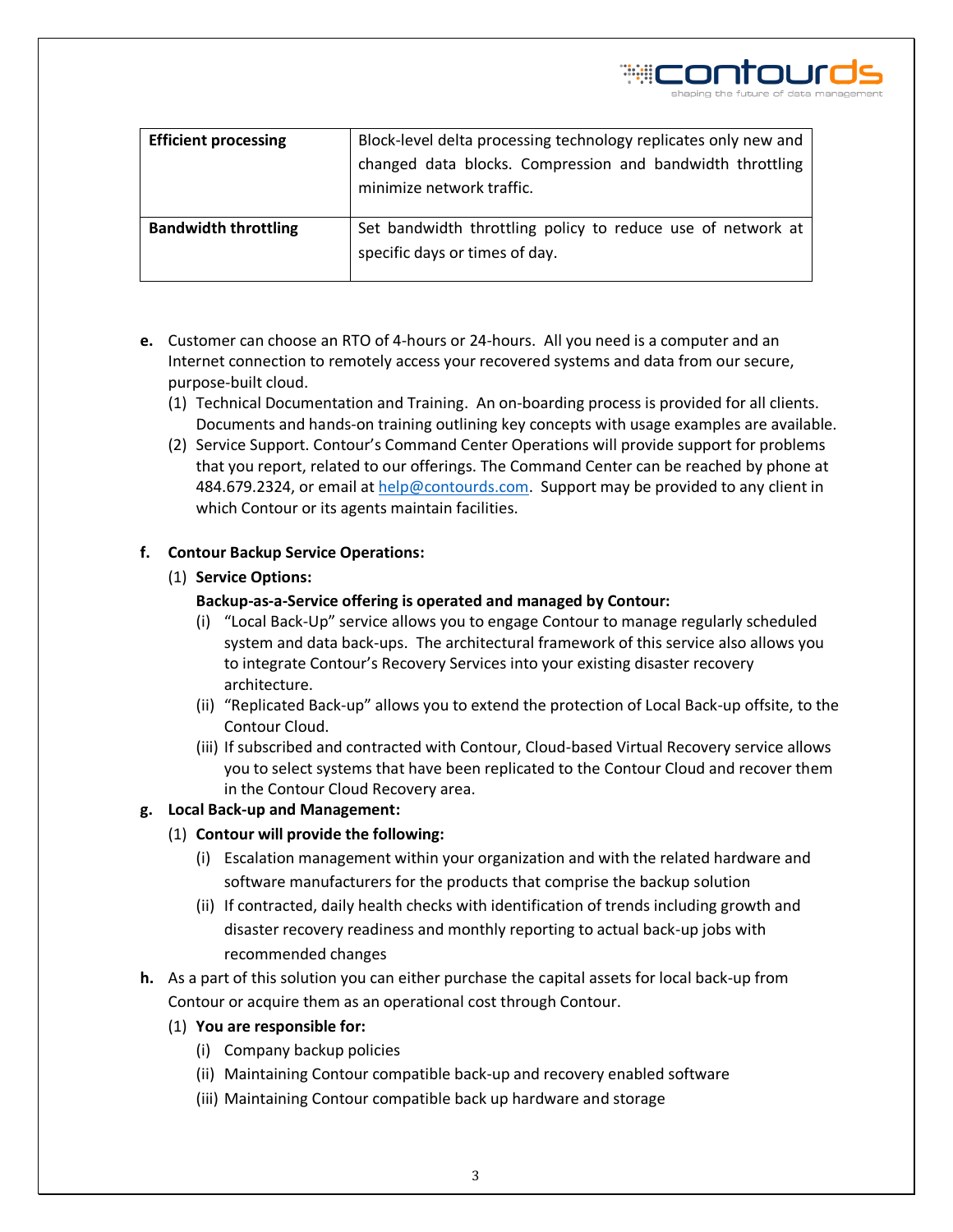| | |
|---|---|
| **Efficient processing** | Block-level delta processing technology replicates only new and changed data blocks. Compression and bandwidth throttling minimize network traffic. |
| **Bandwidth throttling** | Set bandwidth throttling policy to reduce use of network at specific days or times of day. |

**e.** Customer can choose an RTO of 4-hours or 24-hours. All you need is a computer and an Internet connection to remotely access your recovered systems and data from our secure, purpose-built cloud.

(1) Technical Documentation and Training. An on-boarding process is provided for all clients. Documents and hands-on training outlining key concepts with usage examples are available.

(2) Service Support. Contour's Command Center Operations will provide support for problems that you report, related to our offerings. The Command Center can be reached by phone at 484.679.2324, or email at help@contourds.com. Support may be provided to any client in which Contour or its agents maintain facilities.

**f. Contour Backup Service Operations:**

(1) **Service Options:**

**Backup-as-a-Service offering is operated and managed by Contour:**

(i) "Local Back-Up" service allows you to engage Contour to manage regularly scheduled system and data back-ups. The architectural framework of this service also allows you to integrate Contour's Recovery Services into your existing disaster recovery architecture.

(ii) "Replicated Back-up" allows you to extend the protection of Local Back-up offsite, to the Contour Cloud.

(iii) If subscribed and contracted with Contour, Cloud-based Virtual Recovery service allows you to select systems that have been replicated to the Contour Cloud and recover them in the Contour Cloud Recovery area.

**g. Local Back-up and Management:**

(1) **Contour will provide the following:**

(i) Escalation management within your organization and with the related hardware and software manufacturers for the products that comprise the backup solution

(ii) If contracted, daily health checks with identification of trends including growth and disaster recovery readiness and monthly reporting to actual back-up jobs with recommended changes

**h.** As a part of this solution you can either purchase the capital assets for local back-up from Contour or acquire them as an operational cost through Contour.

(1) **You are responsible for:**

(i) Company backup policies

(ii) Maintaining Contour compatible back-up and recovery enabled software

(iii) Maintaining Contour compatible back up hardware and storage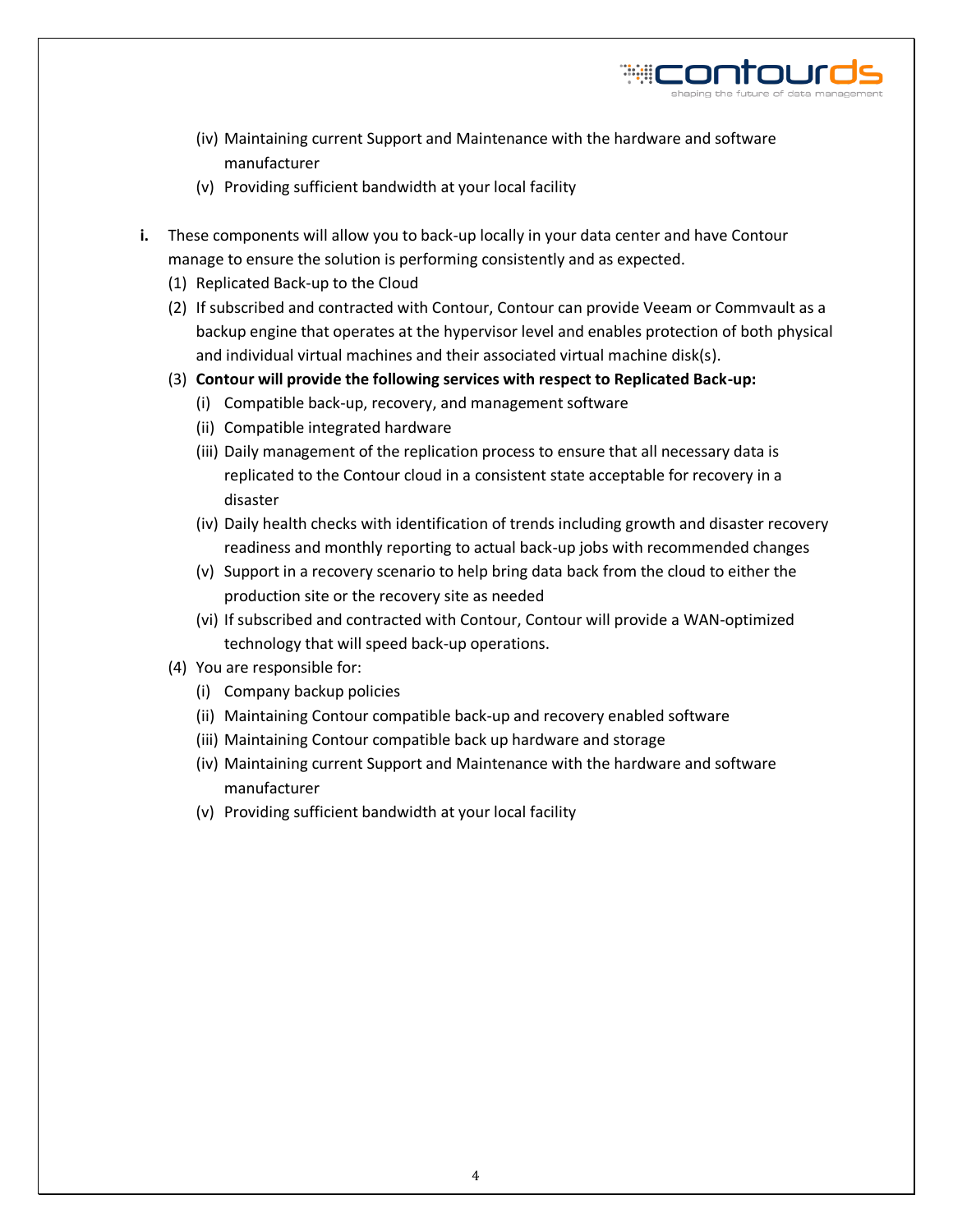(iv) Maintaining current Support and Maintenance with the hardware and software manufacturer

(v) Providing sufficient bandwidth at your local facility

**i.** These components will allow you to back-up locally in your data center and have Contour manage to ensure the solution is performing consistently and as expected.

(1) Replicated Back-up to the Cloud

(2) If subscribed and contracted with Contour, Contour can provide Veeam or Commvault as a backup engine that operates at the hypervisor level and enables protection of both physical and individual virtual machines and their associated virtual machine disk(s).

(3) **Contour will provide the following services with respect to Replicated Back-up:**

(i) Compatible back-up, recovery, and management software

(ii) Compatible integrated hardware

(iii) Daily management of the replication process to ensure that all necessary data is replicated to the Contour cloud in a consistent state acceptable for recovery in a disaster

(iv) Daily health checks with identification of trends including growth and disaster recovery readiness and monthly reporting to actual back-up jobs with recommended changes

(v) Support in a recovery scenario to help bring data back from the cloud to either the production site or the recovery site as needed

(vi) If subscribed and contracted with Contour, Contour will provide a WAN-optimized technology that will speed back-up operations.

(4) You are responsible for:

(i) Company backup policies

(ii) Maintaining Contour compatible back-up and recovery enabled software

(iii) Maintaining Contour compatible back up hardware and storage

(iv) Maintaining current Support and Maintenance with the hardware and software manufacturer

(v) Providing sufficient bandwidth at your local facility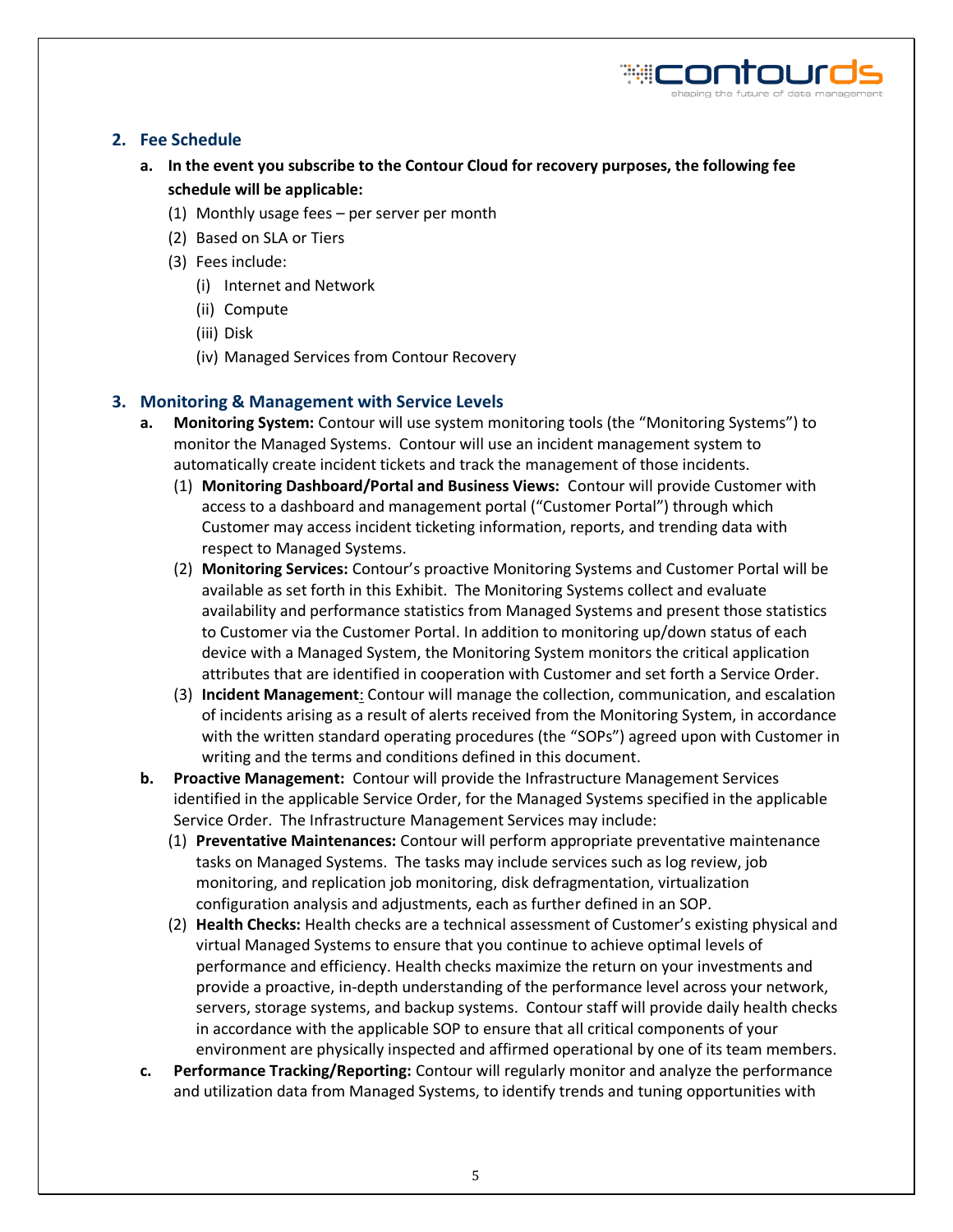## 2. Fee Schedule

**a. In the event you subscribe to the Contour Cloud for recovery purposes, the following fee schedule will be applicable:**

(1) Monthly usage fees – per server per month

(2) Based on SLA or Tiers

(3) Fees include:

(i) Internet and Network

(ii) Compute

(iii) Disk

(iv) Managed Services from Contour Recovery

## 3. Monitoring & Management with Service Levels

**a. Monitoring System:** Contour will use system monitoring tools (the "Monitoring Systems") to monitor the Managed Systems. Contour will use an incident management system to automatically create incident tickets and track the management of those incidents.

(1) **Monitoring Dashboard/Portal and Business Views:** Contour will provide Customer with access to a dashboard and management portal ("Customer Portal") through which Customer may access incident ticketing information, reports, and trending data with respect to Managed Systems.

(2) **Monitoring Services:** Contour's proactive Monitoring Systems and Customer Portal will be available as set forth in this Exhibit. The Monitoring Systems collect and evaluate availability and performance statistics from Managed Systems and present those statistics to Customer via the Customer Portal. In addition to monitoring up/down status of each device with a Managed System, the Monitoring System monitors the critical application attributes that are identified in cooperation with Customer and set forth a Service Order.

(3) **Incident Management**: Contour will manage the collection, communication, and escalation of incidents arising as a result of alerts received from the Monitoring System, in accordance with the written standard operating procedures (the "SOPs") agreed upon with Customer in writing and the terms and conditions defined in this document.

**b. Proactive Management:** Contour will provide the Infrastructure Management Services identified in the applicable Service Order, for the Managed Systems specified in the applicable Service Order. The Infrastructure Management Services may include:

(1) **Preventative Maintenances:** Contour will perform appropriate preventative maintenance tasks on Managed Systems. The tasks may include services such as log review, job monitoring, and replication job monitoring, disk defragmentation, virtualization configuration analysis and adjustments, each as further defined in an SOP.

(2) **Health Checks:** Health checks are a technical assessment of Customer's existing physical and virtual Managed Systems to ensure that you continue to achieve optimal levels of performance and efficiency. Health checks maximize the return on your investments and provide a proactive, in-depth understanding of the performance level across your network, servers, storage systems, and backup systems. Contour staff will provide daily health checks in accordance with the applicable SOP to ensure that all critical components of your environment are physically inspected and affirmed operational by one of its team members.

**c. Performance Tracking/Reporting:** Contour will regularly monitor and analyze the performance and utilization data from Managed Systems, to identify trends and tuning opportunities with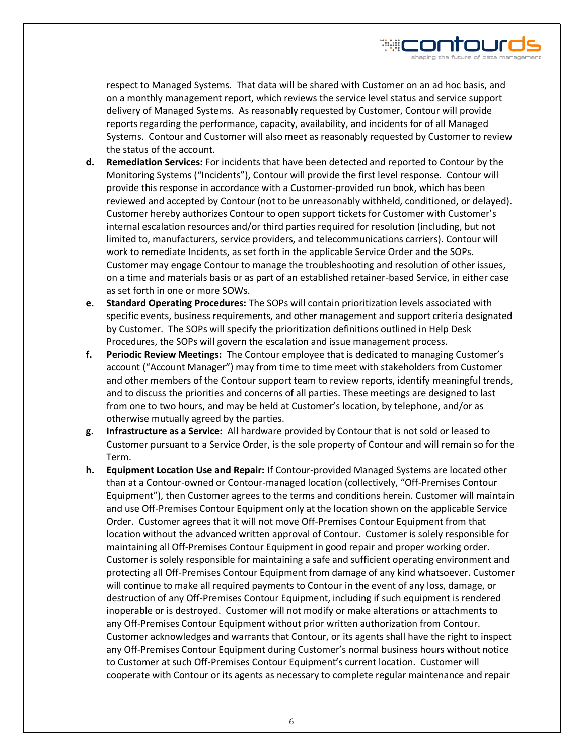respect to Managed Systems. That data will be shared with Customer on an ad hoc basis, and on a monthly management report, which reviews the service level status and service support delivery of Managed Systems. As reasonably requested by Customer, Contour will provide reports regarding the performance, capacity, availability, and incidents for of all Managed Systems. Contour and Customer will also meet as reasonably requested by Customer to review the status of the account.

d. **Remediation Services:** For incidents that have been detected and reported to Contour by the Monitoring Systems ("Incidents"), Contour will provide the first level response. Contour will provide this response in accordance with a Customer-provided run book, which has been reviewed and accepted by Contour (not to be unreasonably withheld, conditioned, or delayed). Customer hereby authorizes Contour to open support tickets for Customer with Customer's internal escalation resources and/or third parties required for resolution (including, but not limited to, manufacturers, service providers, and telecommunications carriers). Contour will work to remediate Incidents, as set forth in the applicable Service Order and the SOPs. Customer may engage Contour to manage the troubleshooting and resolution of other issues, on a time and materials basis or as part of an established retainer-based Service, in either case as set forth in one or more SOWs.

e. **Standard Operating Procedures:** The SOPs will contain prioritization levels associated with specific events, business requirements, and other management and support criteria designated by Customer. The SOPs will specify the prioritization definitions outlined in Help Desk Procedures, the SOPs will govern the escalation and issue management process.

f. **Periodic Review Meetings:** The Contour employee that is dedicated to managing Customer's account ("Account Manager") may from time to time meet with stakeholders from Customer and other members of the Contour support team to review reports, identify meaningful trends, and to discuss the priorities and concerns of all parties. These meetings are designed to last from one to two hours, and may be held at Customer's location, by telephone, and/or as otherwise mutually agreed by the parties.

g. **Infrastructure as a Service:** All hardware provided by Contour that is not sold or leased to Customer pursuant to a Service Order, is the sole property of Contour and will remain so for the Term.

h. **Equipment Location Use and Repair:** If Contour-provided Managed Systems are located other than at a Contour-owned or Contour-managed location (collectively, "Off-Premises Contour Equipment"), then Customer agrees to the terms and conditions herein. Customer will maintain and use Off-Premises Contour Equipment only at the location shown on the applicable Service Order. Customer agrees that it will not move Off-Premises Contour Equipment from that location without the advanced written approval of Contour. Customer is solely responsible for maintaining all Off-Premises Contour Equipment in good repair and proper working order. Customer is solely responsible for maintaining a safe and sufficient operating environment and protecting all Off-Premises Contour Equipment from damage of any kind whatsoever. Customer will continue to make all required payments to Contour in the event of any loss, damage, or destruction of any Off-Premises Contour Equipment, including if such equipment is rendered inoperable or is destroyed. Customer will not modify or make alterations or attachments to any Off-Premises Contour Equipment without prior written authorization from Contour. Customer acknowledges and warrants that Contour, or its agents shall have the right to inspect any Off-Premises Contour Equipment during Customer's normal business hours without notice to Customer at such Off-Premises Contour Equipment's current location. Customer will cooperate with Contour or its agents as necessary to complete regular maintenance and repair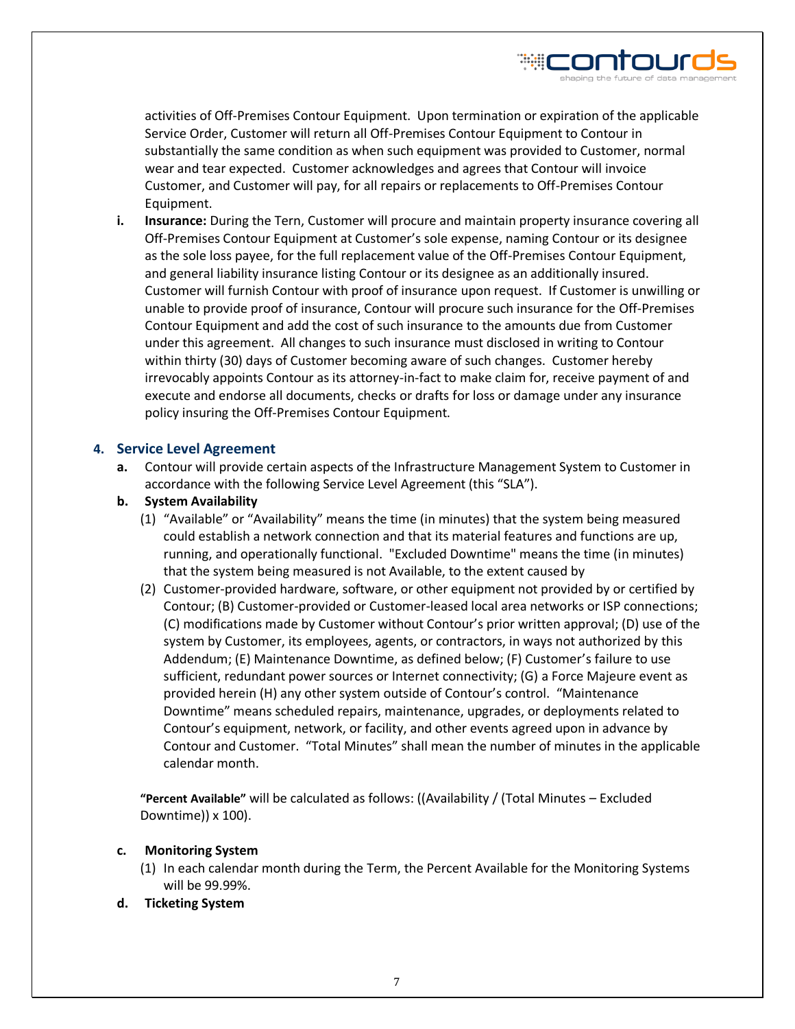activities of Off-Premises Contour Equipment. Upon termination or expiration of the applicable Service Order, Customer will return all Off-Premises Contour Equipment to Contour in substantially the same condition as when such equipment was provided to Customer, normal wear and tear expected. Customer acknowledges and agrees that Contour will invoice Customer, and Customer will pay, for all repairs or replacements to Off-Premises Contour Equipment.

**i.** **Insurance:** During the Tern, Customer will procure and maintain property insurance covering all Off-Premises Contour Equipment at Customer's sole expense, naming Contour or its designee as the sole loss payee, for the full replacement value of the Off-Premises Contour Equipment, and general liability insurance listing Contour or its designee as an additionally insured. Customer will furnish Contour with proof of insurance upon request. If Customer is unwilling or unable to provide proof of insurance, Contour will procure such insurance for the Off-Premises Contour Equipment and add the cost of such insurance to the amounts due from Customer under this agreement. All changes to such insurance must disclosed in writing to Contour within thirty (30) days of Customer becoming aware of such changes. Customer hereby irrevocably appoints Contour as its attorney-in-fact to make claim for, receive payment of and execute and endorse all documents, checks or drafts for loss or damage under any insurance policy insuring the Off-Premises Contour Equipment.

### 4. Service Level Agreement

**a.** Contour will provide certain aspects of the Infrastructure Management System to Customer in accordance with the following Service Level Agreement (this "SLA").

**b.** **System Availability**

(1) "Available" or "Availability" means the time (in minutes) that the system being measured could establish a network connection and that its material features and functions are up, running, and operationally functional. "Excluded Downtime" means the time (in minutes) that the system being measured is not Available, to the extent caused by

(2) Customer-provided hardware, software, or other equipment not provided by or certified by Contour; (B) Customer-provided or Customer-leased local area networks or ISP connections; (C) modifications made by Customer without Contour's prior written approval; (D) use of the system by Customer, its employees, agents, or contractors, in ways not authorized by this Addendum; (E) Maintenance Downtime, as defined below; (F) Customer's failure to use sufficient, redundant power sources or Internet connectivity; (G) a Force Majeure event as provided herein (H) any other system outside of Contour's control. "Maintenance Downtime" means scheduled repairs, maintenance, upgrades, or deployments related to Contour's equipment, network, or facility, and other events agreed upon in advance by Contour and Customer. "Total Minutes" shall mean the number of minutes in the applicable calendar month.

**"Percent Available"** will be calculated as follows: ((Availability / (Total Minutes – Excluded Downtime)) x 100).

**c.** **Monitoring System**

(1) In each calendar month during the Term, the Percent Available for the Monitoring Systems will be 99.99%.

**d.** **Ticketing System**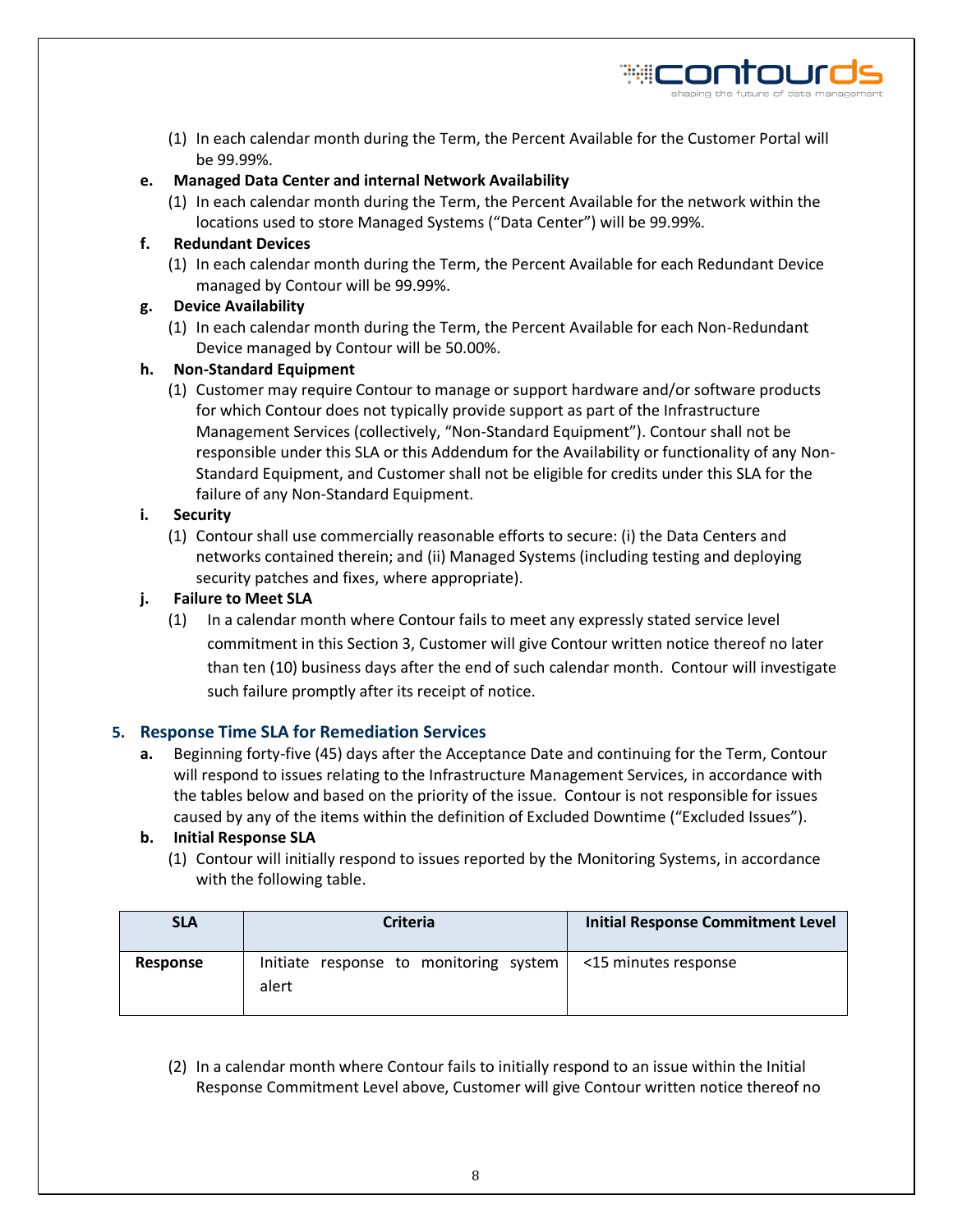(1) In each calendar month during the Term, the Percent Available for the Customer Portal will be 99.99%.

**e. Managed Data Center and internal Network Availability**

(1) In each calendar month during the Term, the Percent Available for the network within the locations used to store Managed Systems ("Data Center") will be 99.99%.

**f. Redundant Devices**

(1) In each calendar month during the Term, the Percent Available for each Redundant Device managed by Contour will be 99.99%.

**g. Device Availability**

(1) In each calendar month during the Term, the Percent Available for each Non-Redundant Device managed by Contour will be 50.00%.

**h. Non-Standard Equipment**

(1) Customer may require Contour to manage or support hardware and/or software products for which Contour does not typically provide support as part of the Infrastructure Management Services (collectively, "Non-Standard Equipment"). Contour shall not be responsible under this SLA or this Addendum for the Availability or functionality of any Non-Standard Equipment, and Customer shall not be eligible for credits under this SLA for the failure of any Non-Standard Equipment.

**i. Security**

(1) Contour shall use commercially reasonable efforts to secure: (i) the Data Centers and networks contained therein; and (ii) Managed Systems (including testing and deploying security patches and fixes, where appropriate).

**j. Failure to Meet SLA**

(1) In a calendar month where Contour fails to meet any expressly stated service level commitment in this Section 3, Customer will give Contour written notice thereof no later than ten (10) business days after the end of such calendar month. Contour will investigate such failure promptly after its receipt of notice.

## 5. Response Time SLA for Remediation Services

**a.** Beginning forty-five (45) days after the Acceptance Date and continuing for the Term, Contour will respond to issues relating to the Infrastructure Management Services, in accordance with the tables below and based on the priority of the issue. Contour is not responsible for issues caused by any of the items within the definition of Excluded Downtime ("Excluded Issues").

**b. Initial Response SLA**

(1) Contour will initially respond to issues reported by the Monitoring Systems, in accordance with the following table.

| SLA | Criteria | Initial Response Commitment Level |
|---|---|---|
| **Response** | Initiate response to monitoring system alert | <15 minutes response |

(2) In a calendar month where Contour fails to initially respond to an issue within the Initial Response Commitment Level above, Customer will give Contour written notice thereof no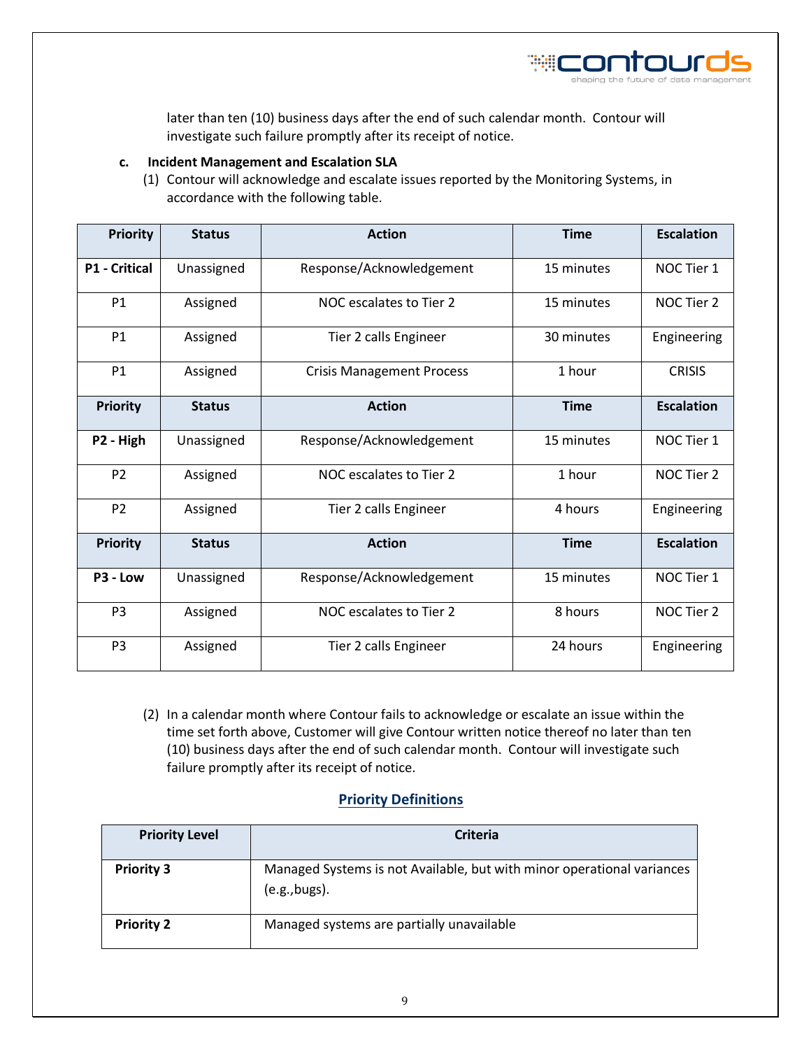later than ten (10) business days after the end of such calendar month. Contour will investigate such failure promptly after its receipt of notice.

**c. Incident Management and Escalation SLA**

(1) Contour will acknowledge and escalate issues reported by the Monitoring Systems, in accordance with the following table.

| Priority | Status | Action | Time | Escalation |
|---|---|---|---|---|
| **P1 - Critical** | Unassigned | Response/Acknowledgement | 15 minutes | NOC Tier 1 |
| P1 | Assigned | NOC escalates to Tier 2 | 15 minutes | NOC Tier 2 |
| P1 | Assigned | Tier 2 calls Engineer | 30 minutes | Engineering |
| P1 | Assigned | Crisis Management Process | 1 hour | CRISIS |
| **Priority** | **Status** | **Action** | **Time** | **Escalation** |
| **P2 - High** | Unassigned | Response/Acknowledgement | 15 minutes | NOC Tier 1 |
| P2 | Assigned | NOC escalates to Tier 2 | 1 hour | NOC Tier 2 |
| P2 | Assigned | Tier 2 calls Engineer | 4 hours | Engineering |
| **Priority** | **Status** | **Action** | **Time** | **Escalation** |
| **P3 - Low** | Unassigned | Response/Acknowledgement | 15 minutes | NOC Tier 1 |
| P3 | Assigned | NOC escalates to Tier 2 | 8 hours | NOC Tier 2 |
| P3 | Assigned | Tier 2 calls Engineer | 24 hours | Engineering |

(2) In a calendar month where Contour fails to acknowledge or escalate an issue within the time set forth above, Customer will give Contour written notice thereof no later than ten (10) business days after the end of such calendar month. Contour will investigate such failure promptly after its receipt of notice.

## Priority Definitions

| Priority Level | Criteria |
|---|---|
| **Priority 3** | Managed Systems is not Available, but with minor operational variances (e.g.,bugs). |
| **Priority 2** | Managed systems are partially unavailable |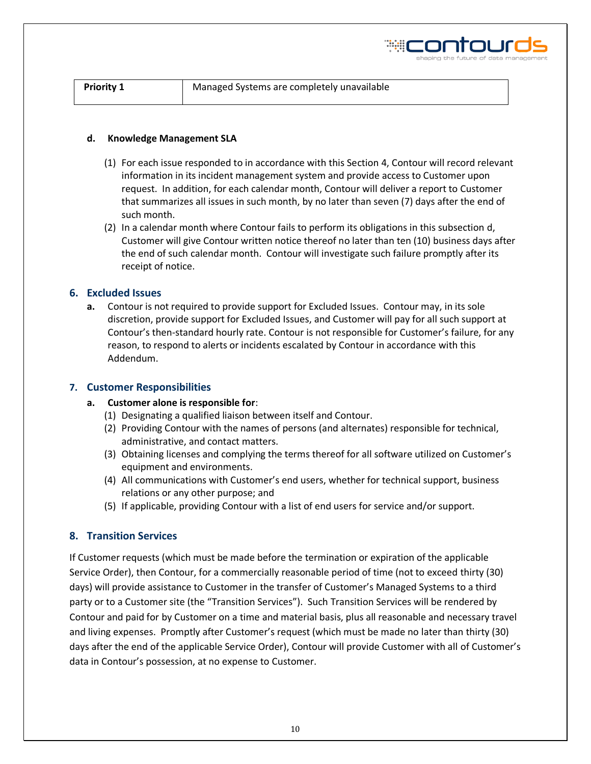| | |
|---|---|
| **Priority 1** | Managed Systems are completely unavailable |

**d. Knowledge Management SLA**

(1) For each issue responded to in accordance with this Section 4, Contour will record relevant information in its incident management system and provide access to Customer upon request. In addition, for each calendar month, Contour will deliver a report to Customer that summarizes all issues in such month, by no later than seven (7) days after the end of such month.

(2) In a calendar month where Contour fails to perform its obligations in this subsection d, Customer will give Contour written notice thereof no later than ten (10) business days after the end of such calendar month. Contour will investigate such failure promptly after its receipt of notice.

## 6. Excluded Issues

**a.** Contour is not required to provide support for Excluded Issues. Contour may, in its sole discretion, provide support for Excluded Issues, and Customer will pay for all such support at Contour's then-standard hourly rate. Contour is not responsible for Customer's failure, for any reason, to respond to alerts or incidents escalated by Contour in accordance with this Addendum.

## 7. Customer Responsibilities

**a. Customer alone is responsible for**:

(1) Designating a qualified liaison between itself and Contour.

(2) Providing Contour with the names of persons (and alternates) responsible for technical, administrative, and contact matters.

(3) Obtaining licenses and complying the terms thereof for all software utilized on Customer's equipment and environments.

(4) All communications with Customer's end users, whether for technical support, business relations or any other purpose; and

(5) If applicable, providing Contour with a list of end users for service and/or support.

## 8. Transition Services

If Customer requests (which must be made before the termination or expiration of the applicable Service Order), then Contour, for a commercially reasonable period of time (not to exceed thirty (30) days) will provide assistance to Customer in the transfer of Customer's Managed Systems to a third party or to a Customer site (the "Transition Services"). Such Transition Services will be rendered by Contour and paid for by Customer on a time and material basis, plus all reasonable and necessary travel and living expenses. Promptly after Customer's request (which must be made no later than thirty (30) days after the end of the applicable Service Order), Contour will provide Customer with all of Customer's data in Contour's possession, at no expense to Customer.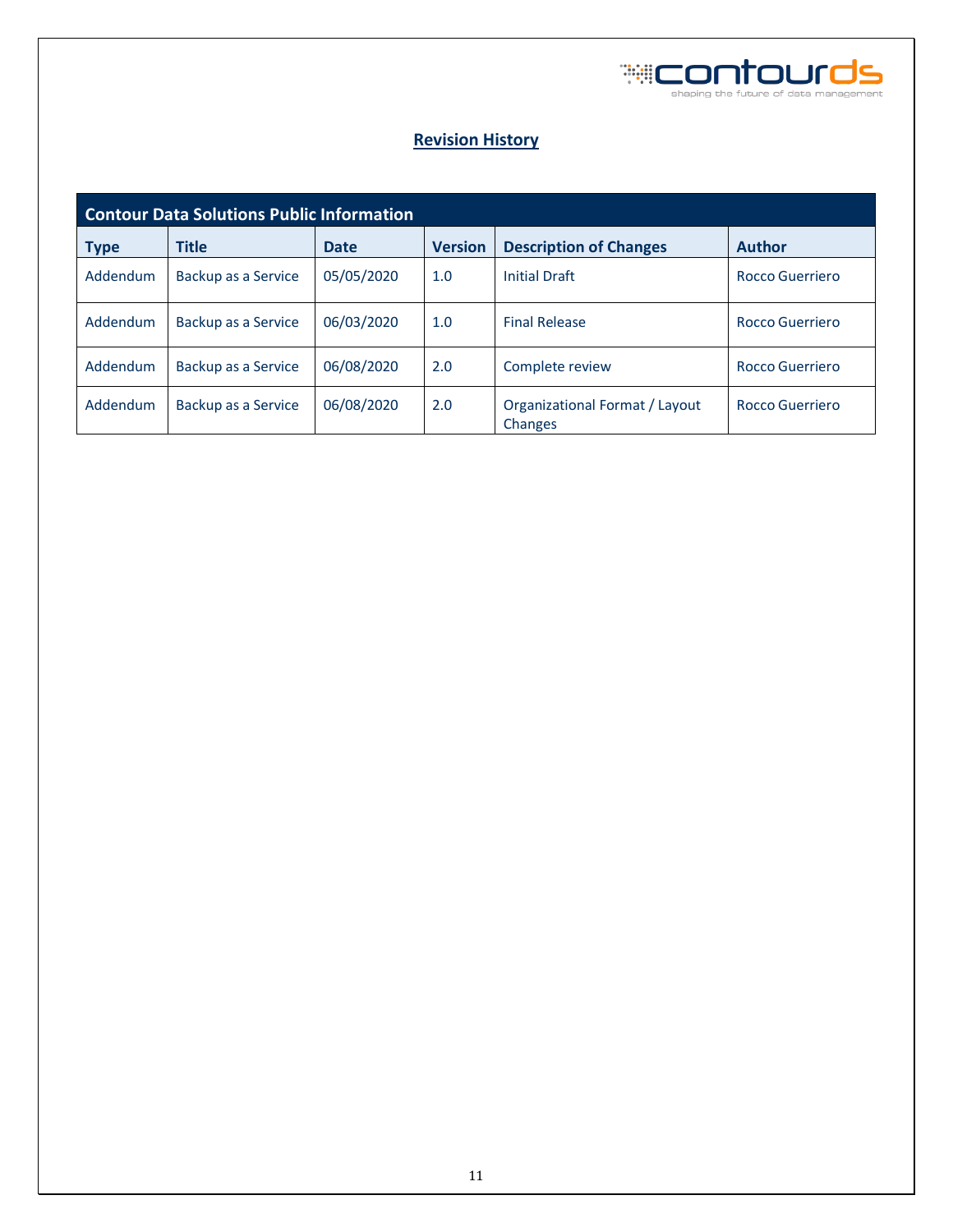## Revision History

| Contour Data Solutions Public Information | | | | | |
|---|---|---|---|---|---|
| **Type** | **Title** | **Date** | **Version** | **Description of Changes** | **Author** |
| Addendum | Backup as a Service | 05/05/2020 | 1.0 | Initial Draft | Rocco Guerriero |
| Addendum | Backup as a Service | 06/03/2020 | 1.0 | Final Release | Rocco Guerriero |
| Addendum | Backup as a Service | 06/08/2020 | 2.0 | Complete review | Rocco Guerriero |
| Addendum | Backup as a Service | 06/08/2020 | 2.0 | Organizational Format / Layout Changes | Rocco Guerriero |